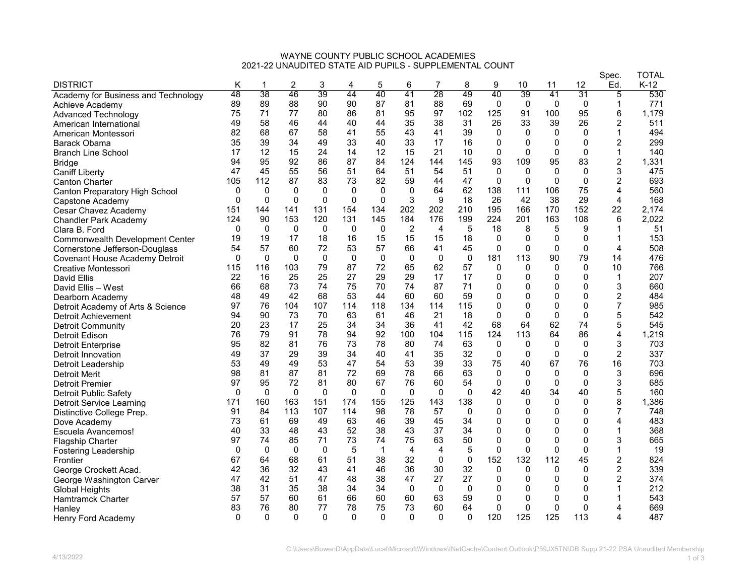WAYNE COUNTY PUBLIC SCHOOL ACADEMIES
2021-22 UNAUDITED STATE AID PUPILS - SUPPLEMENTAL COUNT

| DISTRICT | K | 1 | 2 | 3 | 4 | 5 | 6 | 7 | 8 | 9 | 10 | 11 | 12 | Spec. Ed. | TOTAL K-12 |
|---|---|---|---|---|---|---|---|---|---|---|---|---|---|---|---|
| Academy for Business and Technology | 48 | 38 | 46 | 39 | 44 | 40 | 41 | 28 | 49 | 40 | 39 | 41 | 31 | 5 | 530 |
| Achieve Academy | 89 | 89 | 88 | 90 | 90 | 87 | 81 | 88 | 69 | 0 | 0 | 0 | 0 | 1 | 771 |
| Advanced Technology | 75 | 71 | 77 | 80 | 86 | 81 | 95 | 97 | 102 | 125 | 91 | 100 | 95 | 6 | 1,179 |
| American International | 49 | 58 | 46 | 44 | 40 | 44 | 35 | 38 | 31 | 26 | 33 | 39 | 26 | 2 | 511 |
| American Montessori | 82 | 68 | 67 | 58 | 41 | 55 | 43 | 41 | 39 | 0 | 0 | 0 | 0 | 1 | 494 |
| Barack Obama | 35 | 39 | 34 | 49 | 33 | 40 | 33 | 17 | 16 | 0 | 0 | 0 | 0 | 2 | 299 |
| Branch Line School | 17 | 12 | 15 | 24 | 14 | 12 | 15 | 21 | 10 | 0 | 0 | 0 | 0 | 1 | 140 |
| Bridge | 94 | 95 | 92 | 86 | 87 | 84 | 124 | 144 | 145 | 93 | 109 | 95 | 83 | 2 | 1,331 |
| Caniff Liberty | 47 | 45 | 55 | 56 | 51 | 64 | 51 | 54 | 51 | 0 | 0 | 0 | 0 | 3 | 475 |
| Canton Charter | 105 | 112 | 87 | 83 | 73 | 82 | 59 | 44 | 47 | 0 | 0 | 0 | 0 | 2 | 693 |
| Canton Preparatory High School | 0 | 0 | 0 | 0 | 0 | 0 | 0 | 64 | 62 | 138 | 111 | 106 | 75 | 4 | 560 |
| Capstone Academy | 0 | 0 | 0 | 0 | 0 | 0 | 3 | 9 | 18 | 26 | 42 | 38 | 29 | 4 | 168 |
| Cesar Chavez Academy | 151 | 144 | 141 | 131 | 154 | 134 | 202 | 202 | 210 | 195 | 166 | 170 | 152 | 22 | 2,174 |
| Chandler Park Academy | 124 | 90 | 153 | 120 | 131 | 145 | 184 | 176 | 199 | 224 | 201 | 163 | 108 | 6 | 2,022 |
| Clara B. Ford | 0 | 0 | 0 | 0 | 0 | 0 | 2 | 4 | 5 | 18 | 8 | 5 | 9 | 1 | 51 |
| Commonwealth Development Center | 19 | 19 | 17 | 18 | 16 | 15 | 15 | 15 | 18 | 0 | 0 | 0 | 0 | 1 | 153 |
| Cornerstone Jefferson-Douglass | 54 | 57 | 60 | 72 | 53 | 57 | 66 | 41 | 45 | 0 | 0 | 0 | 0 | 4 | 508 |
| Covenant House Academy Detroit | 0 | 0 | 0 | 0 | 0 | 0 | 0 | 0 | 0 | 181 | 113 | 90 | 79 | 14 | 476 |
| Creative Montessori | 115 | 116 | 103 | 79 | 87 | 72 | 65 | 62 | 57 | 0 | 0 | 0 | 0 | 10 | 766 |
| David Ellis | 22 | 16 | 25 | 25 | 27 | 29 | 29 | 17 | 17 | 0 | 0 | 0 | 0 | 1 | 207 |
| David Ellis – West | 66 | 68 | 73 | 74 | 75 | 70 | 74 | 87 | 71 | 0 | 0 | 0 | 0 | 3 | 660 |
| Dearborn Academy | 48 | 49 | 42 | 68 | 53 | 44 | 60 | 60 | 59 | 0 | 0 | 0 | 0 | 2 | 484 |
| Detroit Academy of Arts & Science | 97 | 76 | 104 | 107 | 114 | 118 | 134 | 114 | 115 | 0 | 0 | 0 | 0 | 7 | 985 |
| Detroit Achievement | 94 | 90 | 73 | 70 | 63 | 61 | 46 | 21 | 18 | 0 | 0 | 0 | 0 | 5 | 542 |
| Detroit Community | 20 | 23 | 17 | 25 | 34 | 34 | 36 | 41 | 42 | 68 | 64 | 62 | 74 | 5 | 545 |
| Detroit Edison | 76 | 79 | 91 | 78 | 94 | 92 | 100 | 104 | 115 | 124 | 113 | 64 | 86 | 4 | 1,219 |
| Detroit Enterprise | 95 | 82 | 81 | 76 | 73 | 78 | 80 | 74 | 63 | 0 | 0 | 0 | 0 | 3 | 703 |
| Detroit Innovation | 49 | 37 | 29 | 39 | 34 | 40 | 41 | 35 | 32 | 0 | 0 | 0 | 0 | 2 | 337 |
| Detroit Leadership | 53 | 49 | 49 | 53 | 47 | 54 | 53 | 39 | 33 | 75 | 40 | 67 | 76 | 16 | 703 |
| Detroit Merit | 98 | 81 | 87 | 81 | 72 | 69 | 78 | 66 | 63 | 0 | 0 | 0 | 0 | 3 | 696 |
| Detroit Premier | 97 | 95 | 72 | 81 | 80 | 67 | 76 | 60 | 54 | 0 | 0 | 0 | 0 | 3 | 685 |
| Detroit Public Safety | 0 | 0 | 0 | 0 | 0 | 0 | 0 | 0 | 0 | 42 | 40 | 34 | 40 | 5 | 160 |
| Detroit Service Learning | 171 | 160 | 163 | 151 | 174 | 155 | 125 | 143 | 138 | 0 | 0 | 0 | 0 | 8 | 1,386 |
| Distinctive College Prep. | 91 | 84 | 113 | 107 | 114 | 98 | 78 | 57 | 0 | 0 | 0 | 0 | 0 | 7 | 748 |
| Dove Academy | 73 | 61 | 69 | 49 | 63 | 46 | 39 | 45 | 34 | 0 | 0 | 0 | 0 | 4 | 483 |
| Escuela Avancemos! | 40 | 33 | 48 | 43 | 52 | 38 | 43 | 37 | 34 | 0 | 0 | 0 | 0 | 1 | 368 |
| Flagship Charter | 97 | 74 | 85 | 71 | 73 | 74 | 75 | 63 | 50 | 0 | 0 | 0 | 0 | 3 | 665 |
| Fostering Leadership | 0 | 0 | 0 | 0 | 5 | 1 | 4 | 4 | 5 | 0 | 0 | 0 | 0 | 1 | 19 |
| Frontier | 67 | 64 | 68 | 61 | 51 | 38 | 32 | 0 | 0 | 152 | 132 | 112 | 45 | 2 | 824 |
| George Crockett Acad. | 42 | 36 | 32 | 43 | 41 | 46 | 36 | 30 | 32 | 0 | 0 | 0 | 0 | 2 | 339 |
| George Washington Carver | 47 | 42 | 51 | 47 | 48 | 38 | 47 | 27 | 27 | 0 | 0 | 0 | 0 | 2 | 374 |
| Global Heights | 38 | 31 | 35 | 38 | 34 | 34 | 0 | 0 | 0 | 0 | 0 | 0 | 0 | 1 | 212 |
| Hamtramck Charter | 57 | 57 | 60 | 61 | 66 | 60 | 60 | 63 | 59 | 0 | 0 | 0 | 0 | 1 | 543 |
| Hanley | 83 | 76 | 80 | 77 | 78 | 75 | 73 | 60 | 64 | 0 | 0 | 0 | 0 | 4 | 669 |
| Henry Ford Academy | 0 | 0 | 0 | 0 | 0 | 0 | 0 | 0 | 0 | 120 | 125 | 125 | 113 | 4 | 487 |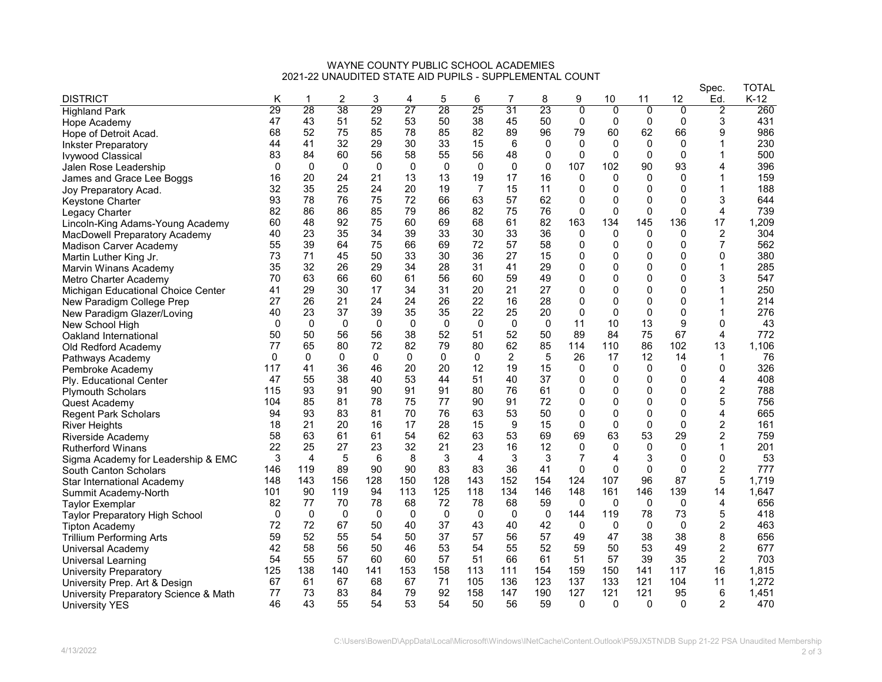# WAYNE COUNTY PUBLIC SCHOOL ACADEMIES
## 2021-22 UNAUDITED STATE AID PUPILS - SUPPLEMENTAL COUNT

| DISTRICT | K | 1 | 2 | 3 | 4 | 5 | 6 | 7 | 8 | 9 | 10 | 11 | 12 | Spec. Ed. | TOTAL K-12 |
|---|---|---|---|---|---|---|---|---|---|---|---|---|---|---|---|
| Highland Park | 29 | 28 | 38 | 29 | 27 | 28 | 25 | 31 | 23 | 0 | 0 | 0 | 0 | 2 | 260 |
| Hope Academy | 47 | 43 | 51 | 52 | 53 | 50 | 38 | 45 | 50 | 0 | 0 | 0 | 0 | 3 | 431 |
| Hope of Detroit Acad. | 68 | 52 | 75 | 85 | 78 | 85 | 82 | 89 | 96 | 79 | 60 | 62 | 66 | 9 | 986 |
| Inkster Preparatory | 44 | 41 | 32 | 29 | 30 | 33 | 15 | 6 | 0 | 0 | 0 | 0 | 0 | 1 | 230 |
| Ivywood Classical | 83 | 84 | 60 | 56 | 58 | 55 | 56 | 48 | 0 | 0 | 0 | 0 | 0 | 1 | 500 |
| Jalen Rose Leadership | 0 | 0 | 0 | 0 | 0 | 0 | 0 | 0 | 0 | 107 | 102 | 90 | 93 | 4 | 396 |
| James and Grace Lee Boggs | 16 | 20 | 24 | 21 | 13 | 13 | 19 | 17 | 16 | 0 | 0 | 0 | 0 | 1 | 159 |
| Joy Preparatory Acad. | 32 | 35 | 25 | 24 | 20 | 19 | 7 | 15 | 11 | 0 | 0 | 0 | 0 | 1 | 188 |
| Keystone Charter | 93 | 78 | 76 | 75 | 72 | 66 | 63 | 57 | 62 | 0 | 0 | 0 | 0 | 3 | 644 |
| Legacy Charter | 82 | 86 | 86 | 85 | 79 | 86 | 82 | 75 | 76 | 0 | 0 | 0 | 0 | 4 | 739 |
| Lincoln-King Adams-Young Academy | 60 | 48 | 92 | 75 | 60 | 69 | 68 | 61 | 82 | 163 | 134 | 145 | 136 | 17 | 1,209 |
| MacDowell Preparatory Academy | 40 | 23 | 35 | 34 | 39 | 33 | 30 | 33 | 36 | 0 | 0 | 0 | 0 | 2 | 304 |
| Madison Carver Academy | 55 | 39 | 64 | 75 | 66 | 69 | 72 | 57 | 58 | 0 | 0 | 0 | 0 | 7 | 562 |
| Martin Luther King Jr. | 73 | 71 | 45 | 50 | 33 | 30 | 36 | 27 | 15 | 0 | 0 | 0 | 0 | 0 | 380 |
| Marvin Winans Academy | 35 | 32 | 26 | 29 | 34 | 28 | 31 | 41 | 29 | 0 | 0 | 0 | 0 | 1 | 285 |
| Metro Charter Academy | 70 | 63 | 66 | 60 | 61 | 56 | 60 | 59 | 49 | 0 | 0 | 0 | 0 | 3 | 547 |
| Michigan Educational Choice Center | 41 | 29 | 30 | 17 | 34 | 31 | 20 | 21 | 27 | 0 | 0 | 0 | 0 | 1 | 250 |
| New Paradigm College Prep | 27 | 26 | 21 | 24 | 24 | 26 | 22 | 16 | 28 | 0 | 0 | 0 | 0 | 1 | 214 |
| New Paradigm Glazer/Loving | 40 | 23 | 37 | 39 | 35 | 35 | 22 | 25 | 20 | 0 | 0 | 0 | 0 | 1 | 276 |
| New School High | 0 | 0 | 0 | 0 | 0 | 0 | 0 | 0 | 0 | 11 | 10 | 13 | 9 | 0 | 43 |
| Oakland International | 50 | 50 | 56 | 56 | 38 | 52 | 51 | 52 | 50 | 89 | 84 | 75 | 67 | 4 | 772 |
| Old Redford Academy | 77 | 65 | 80 | 72 | 82 | 79 | 80 | 62 | 85 | 114 | 110 | 86 | 102 | 13 | 1,106 |
| Pathways Academy | 0 | 0 | 0 | 0 | 0 | 0 | 0 | 2 | 5 | 26 | 17 | 12 | 14 | 1 | 76 |
| Pembroke Academy | 117 | 41 | 36 | 46 | 20 | 20 | 12 | 19 | 15 | 0 | 0 | 0 | 0 | 0 | 326 |
| Ply. Educational Center | 47 | 55 | 38 | 40 | 53 | 44 | 51 | 40 | 37 | 0 | 0 | 0 | 0 | 4 | 408 |
| Plymouth Scholars | 115 | 93 | 91 | 90 | 91 | 91 | 80 | 76 | 61 | 0 | 0 | 0 | 0 | 2 | 788 |
| Quest Academy | 104 | 85 | 81 | 78 | 75 | 77 | 90 | 91 | 72 | 0 | 0 | 0 | 0 | 5 | 756 |
| Regent Park Scholars | 94 | 93 | 83 | 81 | 70 | 76 | 63 | 53 | 50 | 0 | 0 | 0 | 0 | 4 | 665 |
| River Heights | 18 | 21 | 20 | 16 | 17 | 28 | 15 | 9 | 15 | 0 | 0 | 0 | 0 | 2 | 161 |
| Riverside Academy | 58 | 63 | 61 | 61 | 54 | 62 | 63 | 53 | 69 | 69 | 63 | 53 | 29 | 2 | 759 |
| Rutherford Winans | 22 | 25 | 27 | 23 | 32 | 21 | 23 | 16 | 12 | 0 | 0 | 0 | 0 | 1 | 201 |
| Sigma Academy for Leadership & EMC | 3 | 4 | 5 | 6 | 8 | 3 | 4 | 3 | 3 | 7 | 4 | 3 | 0 | 0 | 53 |
| South Canton Scholars | 146 | 119 | 89 | 90 | 90 | 83 | 83 | 36 | 41 | 0 | 0 | 0 | 0 | 2 | 777 |
| Star International Academy | 148 | 143 | 156 | 128 | 150 | 128 | 143 | 152 | 154 | 124 | 107 | 96 | 87 | 5 | 1,719 |
| Summit Academy-North | 101 | 90 | 119 | 94 | 113 | 125 | 118 | 134 | 146 | 148 | 161 | 146 | 139 | 14 | 1,647 |
| Taylor Exemplar | 82 | 77 | 70 | 78 | 68 | 72 | 78 | 68 | 59 | 0 | 0 | 0 | 0 | 4 | 656 |
| Taylor Preparatory High School | 0 | 0 | 0 | 0 | 0 | 0 | 0 | 0 | 0 | 144 | 119 | 78 | 73 | 5 | 418 |
| Tipton Academy | 72 | 72 | 67 | 50 | 40 | 37 | 43 | 40 | 42 | 0 | 0 | 0 | 0 | 2 | 463 |
| Trillium Performing Arts | 59 | 52 | 55 | 54 | 50 | 37 | 57 | 56 | 57 | 49 | 47 | 38 | 38 | 8 | 656 |
| Universal Academy | 42 | 58 | 56 | 50 | 46 | 53 | 54 | 55 | 52 | 59 | 50 | 53 | 49 | 2 | 677 |
| Universal Learning | 54 | 55 | 57 | 60 | 60 | 57 | 51 | 66 | 61 | 51 | 57 | 39 | 35 | 2 | 703 |
| University Preparatory | 125 | 138 | 140 | 141 | 153 | 158 | 113 | 111 | 154 | 159 | 150 | 141 | 117 | 16 | 1,815 |
| University Prep. Art & Design | 67 | 61 | 67 | 68 | 67 | 71 | 105 | 136 | 123 | 137 | 133 | 121 | 104 | 11 | 1,272 |
| University Preparatory Science & Math | 77 | 73 | 83 | 84 | 79 | 92 | 158 | 147 | 190 | 127 | 121 | 121 | 95 | 6 | 1,451 |
| University YES | 46 | 43 | 55 | 54 | 53 | 54 | 50 | 56 | 59 | 0 | 0 | 0 | 0 | 2 | 470 |

4/13/2022

C:\Users\BowenD\AppData\Local\Microsoft\Windows\INetCache\Content.Outlook\P59JX5TN\DB Supp 21-22 PSA Unaudited Membership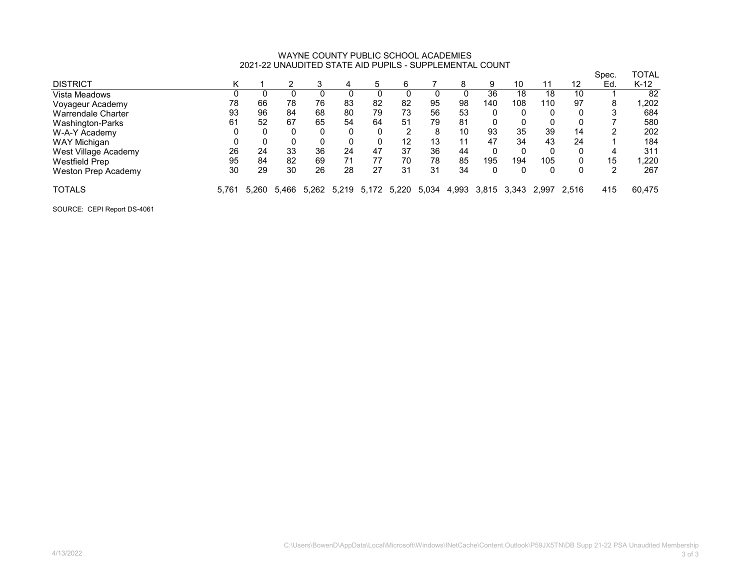WAYNE COUNTY PUBLIC SCHOOL ACADEMIES
2021-22 UNAUDITED STATE AID PUPILS - SUPPLEMENTAL COUNT

| DISTRICT | K | 1 | 2 | 3 | 4 | 5 | 6 | 7 | 8 | 9 | 10 | 11 | 12 | Spec. Ed. | TOTAL K-12 |
|---|---|---|---|---|---|---|---|---|---|---|---|---|---|---|---|
| Vista Meadows | 0 | 0 | 0 | 0 | 0 | 0 | 0 | 0 | 0 | 36 | 18 | 18 | 10 | 1 | 82 |
| Voyageur Academy | 78 | 66 | 78 | 76 | 83 | 82 | 82 | 95 | 98 | 140 | 108 | 110 | 97 | 8 | 1,202 |
| Warrendale Charter | 93 | 96 | 84 | 68 | 80 | 79 | 73 | 56 | 53 | 0 | 0 | 0 | 0 | 3 | 684 |
| Washington-Parks | 61 | 52 | 67 | 65 | 54 | 64 | 51 | 79 | 81 | 0 | 0 | 0 | 0 | 7 | 580 |
| W-A-Y Academy | 0 | 0 | 0 | 0 | 0 | 0 | 2 | 8 | 10 | 93 | 35 | 39 | 14 | 2 | 202 |
| WAY Michigan | 0 | 0 | 0 | 0 | 0 | 0 | 12 | 13 | 11 | 47 | 34 | 43 | 24 | 1 | 184 |
| West Village Academy | 26 | 24 | 33 | 36 | 24 | 47 | 37 | 36 | 44 | 0 | 0 | 0 | 0 | 4 | 311 |
| Westfield Prep | 95 | 84 | 82 | 69 | 71 | 77 | 70 | 78 | 85 | 195 | 194 | 105 | 0 | 15 | 1,220 |
| Weston Prep Academy | 30 | 29 | 30 | 26 | 28 | 27 | 31 | 31 | 34 | 0 | 0 | 0 | 0 | 2 | 267 |
| TOTALS | 5,761 | 5,260 | 5,466 | 5,262 | 5,219 | 5,172 | 5,220 | 5,034 | 4,993 | 3,815 | 3,343 | 2,997 | 2,516 | 415 | 60,475 |

SOURCE: CEPI Report DS-4061

4/13/2022

C:\Users\BowenD\AppData\Local\Microsoft\Windows\INetCache\Content.Outlook\P59JX5TN\DB Supp 21-22 PSA Unaudited Membership